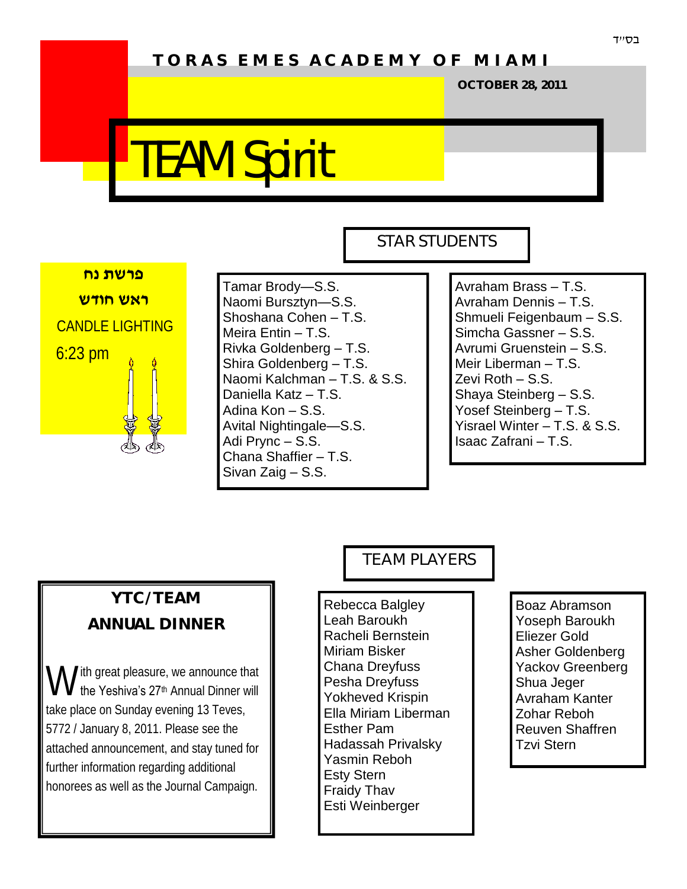בס״ד

**TORAS EMES ACADEMY OF MIAMI**

**OCTOBER 28, 2011**

# TEAM Spirit

**פרשת נח**

**ראש חודש**

CANDLE LIGHTING

6:23 pm

## STAR STUDENTS

Tamar Brody—S.S.
Naomi Bursztyn—S.S.
Shoshana Cohen – T.S.
Meira Entin – T.S.
Rivka Goldenberg – T.S.
Shira Goldenberg – T.S.
Naomi Kalchman – T.S. & S.S.
Daniella Katz – T.S.
Adina Kon – S.S.
Avital Nightingale—S.S.
Adi Prync – S.S.
Chana Shaffier – T.S.
Sivan Zaig – S.S.

Avraham Brass – T.S.
Avraham Dennis – T.S.
Shmueli Feigenbaum – S.S.
Simcha Gassner – S.S.
Avrumi Gruenstein – S.S.
Meir Liberman – T.S.
Zevi Roth – S.S.
Shaya Steinberg – S.S.
Yosef Steinberg – T.S.
Yisrael Winter – T.S. & S.S.
Isaac Zafrani – T.S.

## YTC/TEAM ANNUAL DINNER

With great pleasure, we announce that the Yeshiva's 27th Annual Dinner will take place on Sunday evening 13 Teves, 5772 / January 8, 2011. Please see the attached announcement, and stay tuned for further information regarding additional honorees as well as the Journal Campaign.

## TEAM PLAYERS

Rebecca Balgley
Leah Baroukh
Racheli Bernstein
Miriam Bisker
Chana Dreyfuss
Pesha Dreyfuss
Yokheved Krispin
Ella Miriam Liberman
Esther Pam
Hadassah Privalsky
Yasmin Reboh
Esty Stern
Fraidy Thav
Esti Weinberger

Boaz Abramson
Yoseph Baroukh
Eliezer Gold
Asher Goldenberg
Yackov Greenberg
Shua Jeger
Avraham Kanter
Zohar Reboh
Reuven Shaffren
Tzvi Stern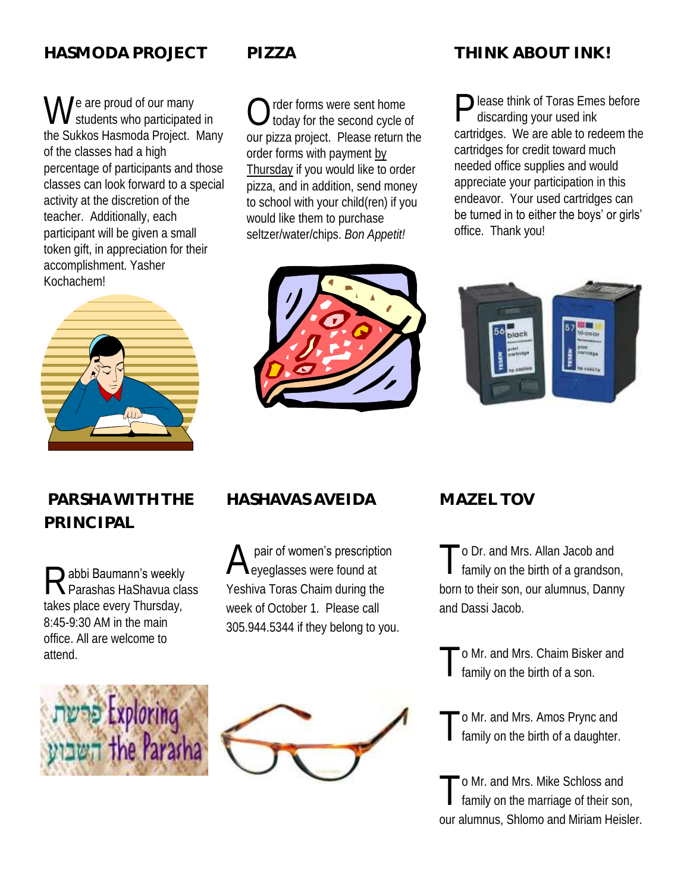## HASMODA PROJECT

We are proud of our many students who participated in the Sukkos Hasmoda Project. Many of the classes had a high percentage of participants and those classes can look forward to a special activity at the discretion of the teacher. Additionally, each participant will be given a small token gift, in appreciation for their accomplishment. Yasher Kochachem!

## PIZZA

Order forms were sent home today for the second cycle of our pizza project. Please return the order forms with payment by Thursday if you would like to order pizza, and in addition, send money to school with your child(ren) if you would like them to purchase seltzer/water/chips. *Bon Appetit!*

## THINK ABOUT INK!

Please think of Toras Emes before discarding your used ink cartridges. We are able to redeem the cartridges for credit toward much needed office supplies and would appreciate your participation in this endeavor. Your used cartridges can be turned in to either the boys' or girls' office. Thank you!

## PARSHA WITH THE PRINCIPAL

Rabbi Baumann's weekly Parashas HaShavua class takes place every Thursday, 8:45-9:30 AM in the main office. All are welcome to attend.

## HASHAVAS AVEIDA

A pair of women's prescription eyeglasses were found at Yeshiva Toras Chaim during the week of October 1. Please call 305.944.5344 if they belong to you.

## MAZEL TOV

To Dr. and Mrs. Allan Jacob and family on the birth of a grandson, born to their son, our alumnus, Danny and Dassi Jacob.

To Mr. and Mrs. Chaim Bisker and family on the birth of a son.

To Mr. and Mrs. Amos Prync and family on the birth of a daughter.

To Mr. and Mrs. Mike Schloss and family on the marriage of their son, our alumnus, Shlomo and Miriam Heisler.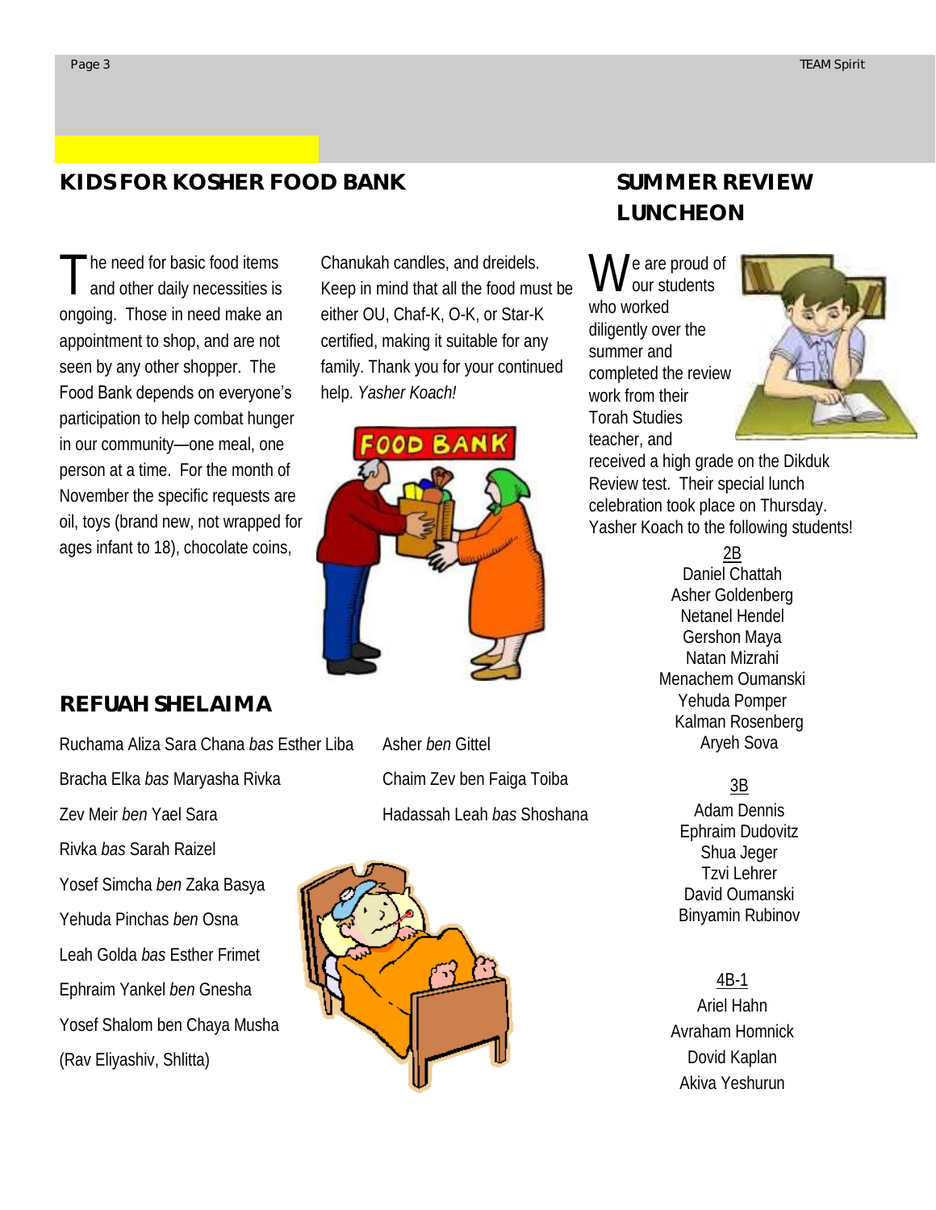## KIDS FOR KOSHER FOOD BANK

The need for basic food items and other daily necessities is ongoing. Those in need make an appointment to shop, and are not seen by any other shopper. The Food Bank depends on everyone's participation to help combat hunger in our community—one meal, one person at a time. For the month of November the specific requests are oil, toys (brand new, not wrapped for ages infant to 18), chocolate coins, Chanukah candles, and dreidels. Keep in mind that all the food must be either OU, Chaf-K, O-K, or Star-K certified, making it suitable for any family. Thank you for your continued help. *Yasher Koach!*

## REFUAH SHELAIMA

Ruchama Aliza Sara Chana *bas* Esther Liba

Bracha Elka *bas* Maryasha Rivka

Zev Meir *ben* Yael Sara

Rivka *bas* Sarah Raizel

Yosef Simcha *ben* Zaka Basya

Yehuda Pinchas *ben* Osna

Leah Golda *bas* Esther Frimet

Ephraim Yankel *ben* Gnesha

Yosef Shalom ben Chaya Musha

(Rav Eliyashiv, Shlitta)

Asher *ben* Gittel

Chaim Zev ben Faiga Toiba

Hadassah Leah *bas* Shoshana

## SUMMER REVIEW LUNCHEON

We are proud of our students who worked diligently over the summer and completed the review work from their Torah Studies teacher, and received a high grade on the Dikduk Review test. Their special lunch celebration took place on Thursday. Yasher Koach to the following students!

2B

Daniel Chattah
Asher Goldenberg
Netanel Hendel
Gershon Maya
Natan Mizrahi
Menachem Oumanski
Yehuda Pomper
Kalman Rosenberg
Aryeh Sova

3B

Adam Dennis
Ephraim Dudovitz
Shua Jeger
Tzvi Lehrer
David Oumanski
Binyamin Rubinov

4B-1

Ariel Hahn
Avraham Homnick
Dovid Kaplan
Akiva Yeshurun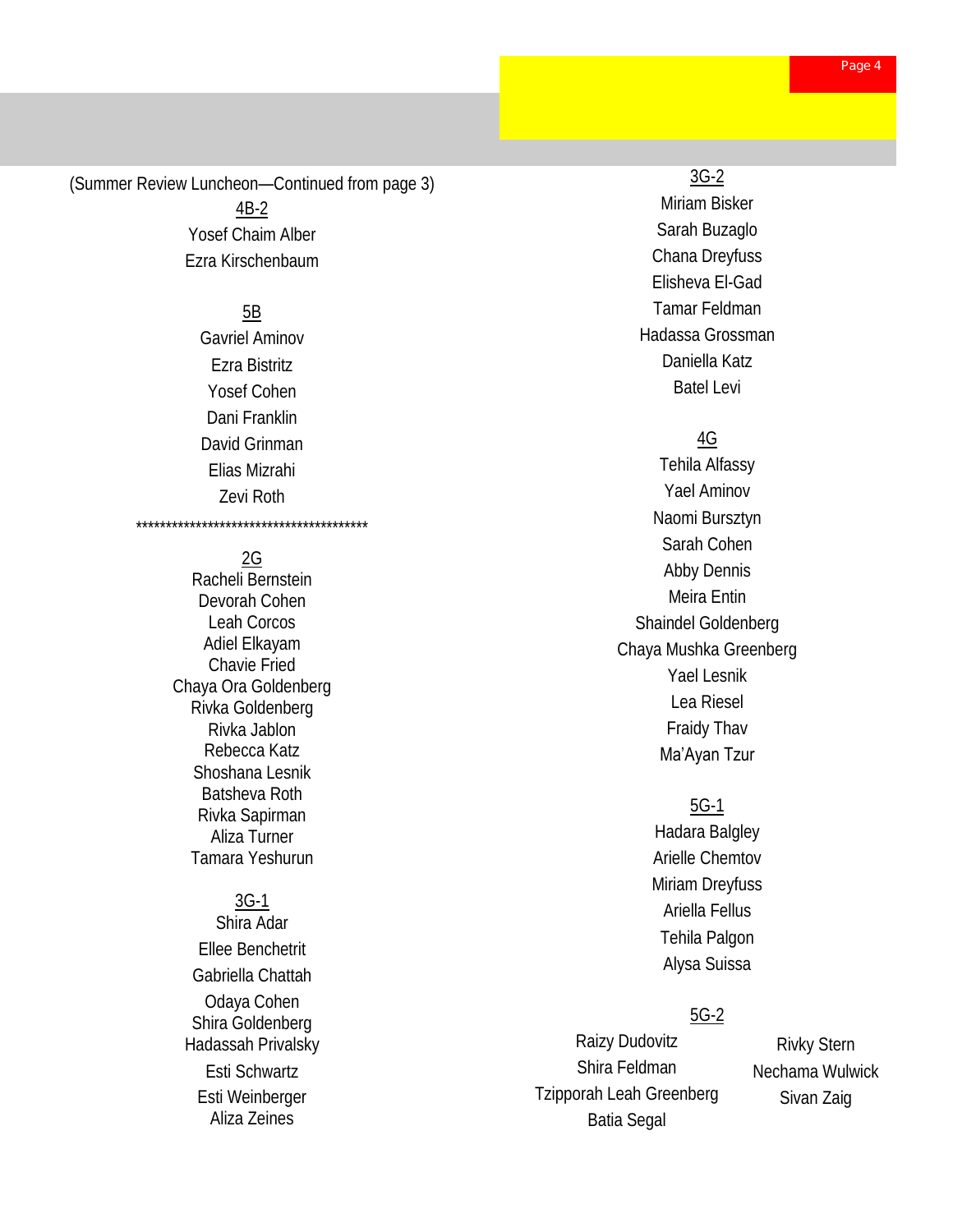(Summer Review Luncheon—Continued from page 3)

4B-2

Yosef Chaim Alber
Ezra Kirschenbaum

5B

Gavriel Aminov
Ezra Bistritz
Yosef Cohen
Dani Franklin
David Grinman
Elias Mizrahi
Zevi Roth

****************************************

2G

Racheli Bernstein
Devorah Cohen
Leah Corcos
Adiel Elkayam
Chavie Fried
Chaya Ora Goldenberg
Rivka Goldenberg
Rivka Jablon
Rebecca Katz
Shoshana Lesnik
Batsheva Roth
Rivka Sapirman
Aliza Turner
Tamara Yeshurun

3G-1

Shira Adar
Ellee Benchetrit
Gabriella Chattah
Odaya Cohen
Shira Goldenberg
Hadassah Privalsky
Esti Schwartz
Esti Weinberger
Aliza Zeines

3G-2

Miriam Bisker
Sarah Buzaglo
Chana Dreyfuss
Elisheva El-Gad
Tamar Feldman
Hadassa Grossman
Daniella Katz
Batel Levi

4G

Tehila Alfassy
Yael Aminov
Naomi Bursztyn
Sarah Cohen
Abby Dennis
Meira Entin
Shaindel Goldenberg
Chaya Mushka Greenberg
Yael Lesnik
Lea Riesel
Fraidy Thav
Ma'Ayan Tzur

5G-1

Hadara Balgley
Arielle Chemtov
Miriam Dreyfuss
Ariella Fellus
Tehila Palgon
Alysa Suissa

5G-2

Raizy Dudovitz
Shira Feldman
Tzipporah Leah Greenberg
Batia Segal
Rivky Stern
Nechama Wulwick
Sivan Zaig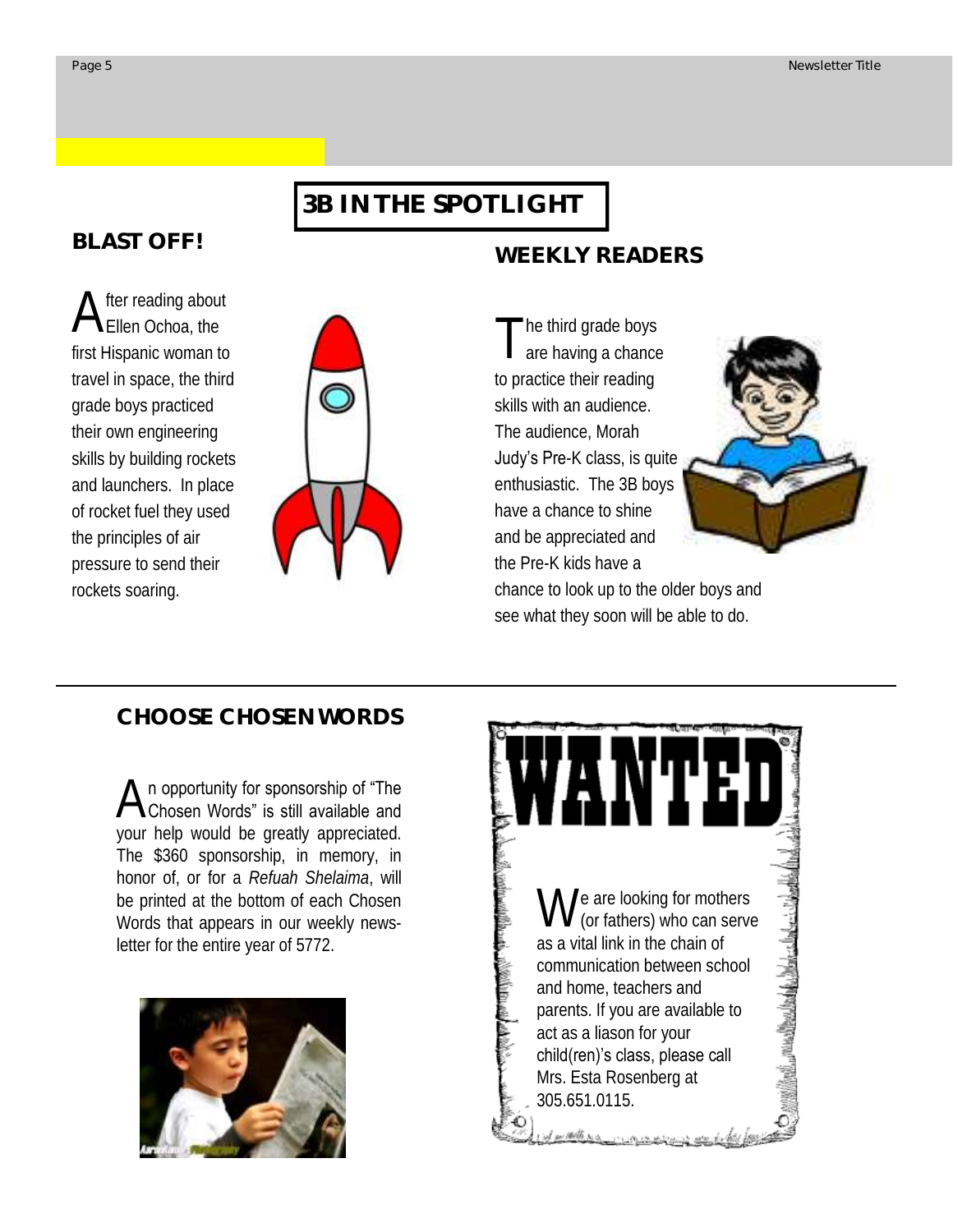# 3B IN THE SPOTLIGHT

## BLAST OFF!

After reading about Ellen Ochoa, the first Hispanic woman to travel in space, the third grade boys practiced their own engineering skills by building rockets and launchers. In place of rocket fuel they used the principles of air pressure to send their rockets soaring.

## WEEKLY READERS

The third grade boys are having a chance to practice their reading skills with an audience. The audience, Morah Judy's Pre-K class, is quite enthusiastic. The 3B boys have a chance to shine and be appreciated and the Pre-K kids have a chance to look up to the older boys and see what they soon will be able to do.

---

## CHOOSE CHOSEN WORDS

An opportunity for sponsorship of "The Chosen Words" is still available and your help would be greatly appreciated. The $360 sponsorship, in memory, in honor of, or for a *Refuah Shelaima*, will be printed at the bottom of each Chosen Words that appears in our weekly newsletter for the entire year of 5772.

## WANTED

We are looking for mothers (or fathers) who can serve as a vital link in the chain of communication between school and home, teachers and parents. If you are available to act as a liason for your child(ren)'s class, please call Mrs. Esta Rosenberg at 305.651.0115.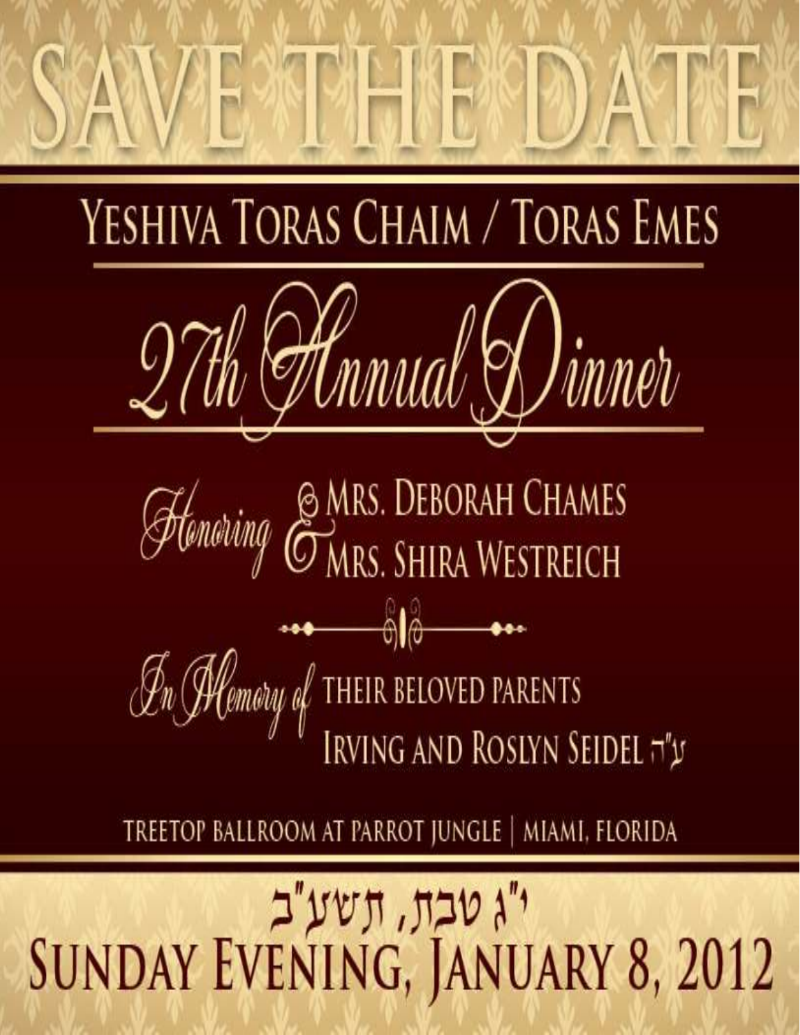# SAVE THE DATE

## Yeshiva Toras Chaim / Toras Emes

## 27th Annual Dinner

*Honoring* Mrs. Deborah Chames & Mrs. Shira Westreich

*In Memory of* their beloved parents Irving and Roslyn Seidel ע"ה

Treetop Ballroom at Parrot Jungle | Miami, Florida

י"ג טבת, תשע"ב

**Sunday Evening, January 8, 2012**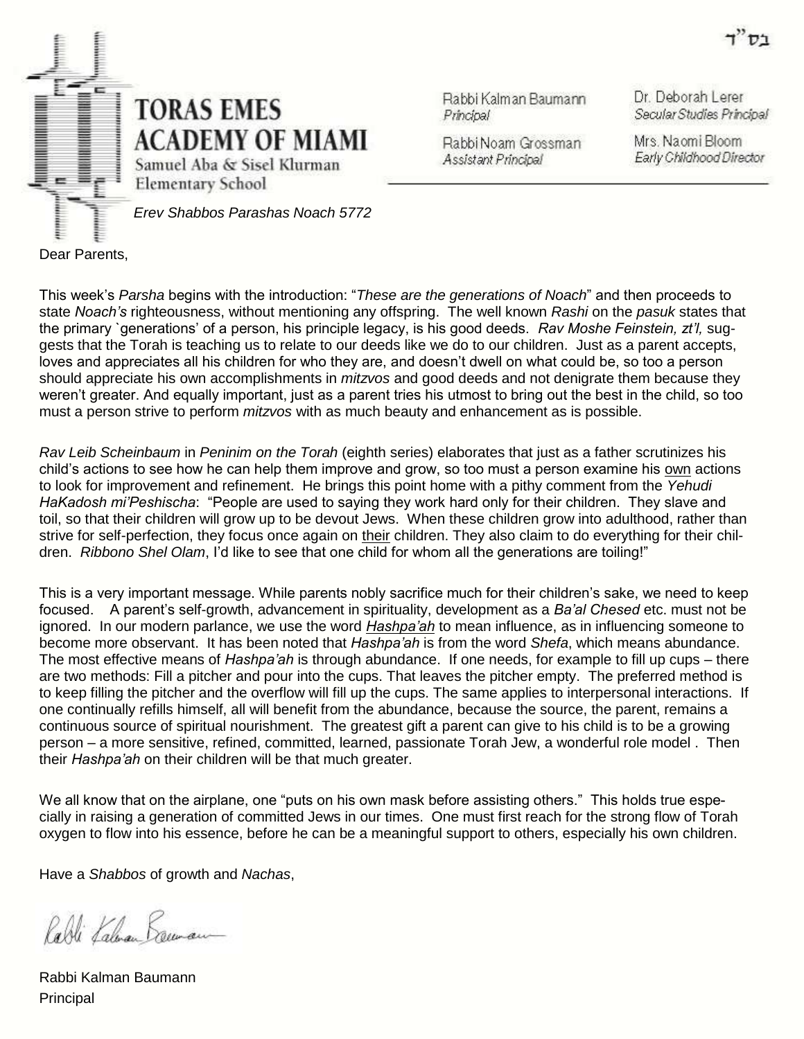בס"ד

# TORAS EMES ACADEMY OF MIAMI

Samuel Aba & Sisel Klurman Elementary School

Rabbi Kalman Baumann
*Principal*

Rabbi Noam Grossman
*Assistant Principal*

Dr. Deborah Lerer
*Secular Studies Principal*

Mrs. Naomi Bloom
*Early Childhood Director*

*Erev Shabbos Parashas Noach 5772*

Dear Parents,

This week's *Parsha* begins with the introduction: "*These are the generations of Noach*" and then proceeds to state *Noach's* righteousness, without mentioning any offspring. The well known *Rashi* on the *pasuk* states that the primary `generations' of a person, his principle legacy, is his good deeds. *Rav Moshe Feinstein, zt'l,* suggests that the Torah is teaching us to relate to our deeds like we do to our children. Just as a parent accepts, loves and appreciates all his children for who they are, and doesn't dwell on what could be, so too a person should appreciate his own accomplishments in *mitzvos* and good deeds and not denigrate them because they weren't greater. And equally important, just as a parent tries his utmost to bring out the best in the child, so too must a person strive to perform *mitzvos* with as much beauty and enhancement as is possible.

*Rav Leib Scheinbaum* in *Peninim on the Torah* (eighth series) elaborates that just as a father scrutinizes his child's actions to see how he can help them improve and grow, so too must a person examine his <u>own</u> actions to look for improvement and refinement. He brings this point home with a pithy comment from the *Yehudi HaKadosh mi'Peshischa*: "People are used to saying they work hard only for their children. They slave and toil, so that their children will grow up to be devout Jews. When these children grow into adulthood, rather than strive for self-perfection, they focus once again on <u>their</u> children. They also claim to do everything for their children. *Ribbono Shel Olam*, I'd like to see that one child for whom all the generations are toiling!"

This is a very important message. While parents nobly sacrifice much for their children's sake, we need to keep focused. A parent's self-growth, advancement in spirituality, development as a *Ba'al Chesed* etc. must not be ignored. In our modern parlance, we use the word <u>*Hashpa'ah*</u> to mean influence, as in influencing someone to become more observant. It has been noted that *Hashpa'ah* is from the word *Shefa*, which means abundance. The most effective means of *Hashpa'ah* is through abundance. If one needs, for example to fill up cups – there are two methods: Fill a pitcher and pour into the cups. That leaves the pitcher empty. The preferred method is to keep filling the pitcher and the overflow will fill up the cups. The same applies to interpersonal interactions. If one continually refills himself, all will benefit from the abundance, because the source, the parent, remains a continuous source of spiritual nourishment. The greatest gift a parent can give to his child is to be a growing person – a more sensitive, refined, committed, learned, passionate Torah Jew, a wonderful role model . Then their *Hashpa'ah* on their children will be that much greater.

We all know that on the airplane, one "puts on his own mask before assisting others." This holds true especially in raising a generation of committed Jews in our times. One must first reach for the strong flow of Torah oxygen to flow into his essence, before he can be a meaningful support to others, especially his own children.

Have a *Shabbos* of growth and *Nachas*,

Rabbi Kalman Baumann

Rabbi Kalman Baumann
Principal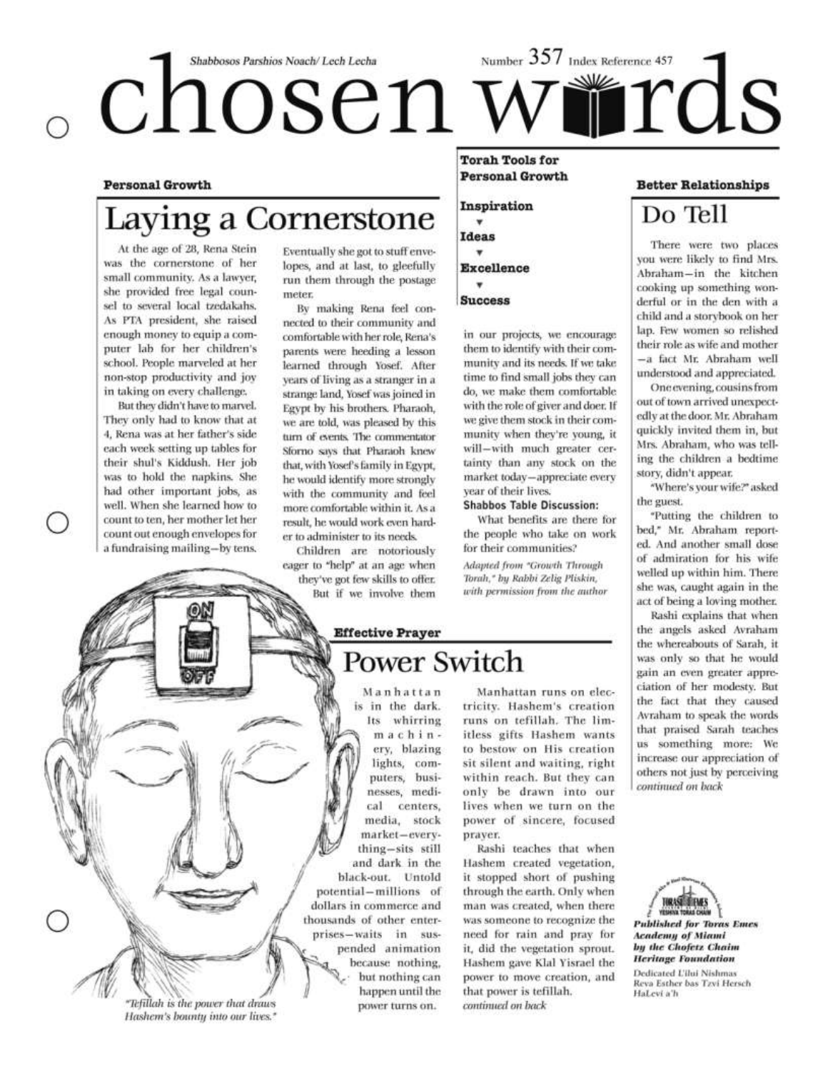Shabbosos Parshios Noach/ Lech Lecha

Number 357 Index Reference 457

# chosen words

### Personal Growth

## Laying a Cornerstone

At the age of 28, Rena Stein was the cornerstone of her small community. As a lawyer, she provided free legal counsel to several local tzedakahs. As PTA president, she raised enough money to equip a computer lab for her children's school. People marveled at her non-stop productivity and joy in taking on every challenge.

But they didn't have to marvel. They only had to know that at 4, Rena was at her father's side each week setting up tables for their shul's Kiddush. Her job was to hold the napkins. She had other important jobs, as well. When she learned how to count to ten, her mother let her count out enough envelopes for a fundraising mailing—by tens. Eventually she got to stuff envelopes, and at last, to gleefully run them through the postage meter.

By making Rena feel connected to their community and comfortable with her role, Rena's parents were heeding a lesson learned through Yosef. After years of living as a stranger in a strange land, Yosef was joined in Egypt by his brothers. Pharaoh, we are told, was pleased by this turn of events. The commentator Sforno says that Pharaoh knew that, with Yosef's family in Egypt, he would identify more strongly with the community and feel more comfortable within it. As a result, he would work even harder to administer to its needs.

Children are notoriously eager to "help" at an age when they've got few skills to offer. But if we involve them in our projects, we encourage them to identify with their community and its needs. If we take time to find small jobs they can do, we make them comfortable with the role of giver and doer. If we give them stock in their community when they're young, it will—with much greater certainty than any stock on the market today—appreciate every year of their lives.

**Shabbos Table Discussion:**

What benefits are there for the people who take on work for their communities?

*Adapted from "Growth Through Torah," by Rabbi Zelig Pliskin, with permission from the author*

**Torah Tools for Personal Growth**

**Inspiration**
▼
**Ideas**
▼
**Excellence**
▼
**Success**

### Effective Prayer

## Power Switch

Manhattan is in the dark. Its whirring machinery, blazing lights, computers, businesses, medical centers, media, stock market—everything—sits still and dark in the black-out. Untold potential—millions of dollars in commerce and thousands of other enterprises—waits in suspended animation because nothing, but nothing can happen until the power turns on.

Manhattan runs on electricity. Hashem's creation runs on tefillah. The limitless gifts Hashem wants to bestow on His creation sit silent and waiting, right within reach. But they can only be drawn into our lives when we turn on the power of sincere, focused prayer.

Rashi teaches that when Hashem created vegetation, it stopped short of pushing through the earth. Only when man was created, when there was someone to recognize the need for rain and pray for it, did the vegetation sprout. Hashem gave Klal Yisrael the power to move creation, and that power is tefillah.

*continued on back*

*"Tefillah is the power that draws Hashem's bounty into our lives."*

### Better Relationships

## Do Tell

There were two places you were likely to find Mrs. Abraham—in the kitchen cooking up something wonderful or in the den with a child and a storybook on her lap. Few women so relished their role as wife and mother—a fact Mr. Abraham well understood and appreciated.

One evening, cousins from out of town arrived unexpectedly at the door. Mr. Abraham quickly invited them in, but Mrs. Abraham, who was telling the children a bedtime story, didn't appear.

"Where's your wife?" asked the guest.

"Putting the children to bed," Mr. Abraham reported. And another small dose of admiration for his wife welled up within him. There she was, caught again in the act of being a loving mother.

Rashi explains that when the angels asked Avraham the whereabouts of Sarah, it was only so that he would gain an even greater appreciation of her modesty. But the fact that they caused Avraham to speak the words that praised Sarah teaches us something more: We increase our appreciation of others not just by perceiving

*continued on back*

***Published for Toras Emes Academy of Miami by the Chofetz Chaim Heritage Foundation***

Dedicated L'ilui Nishmas Reva Esther bas Tzvi Hersch HaLevi a'h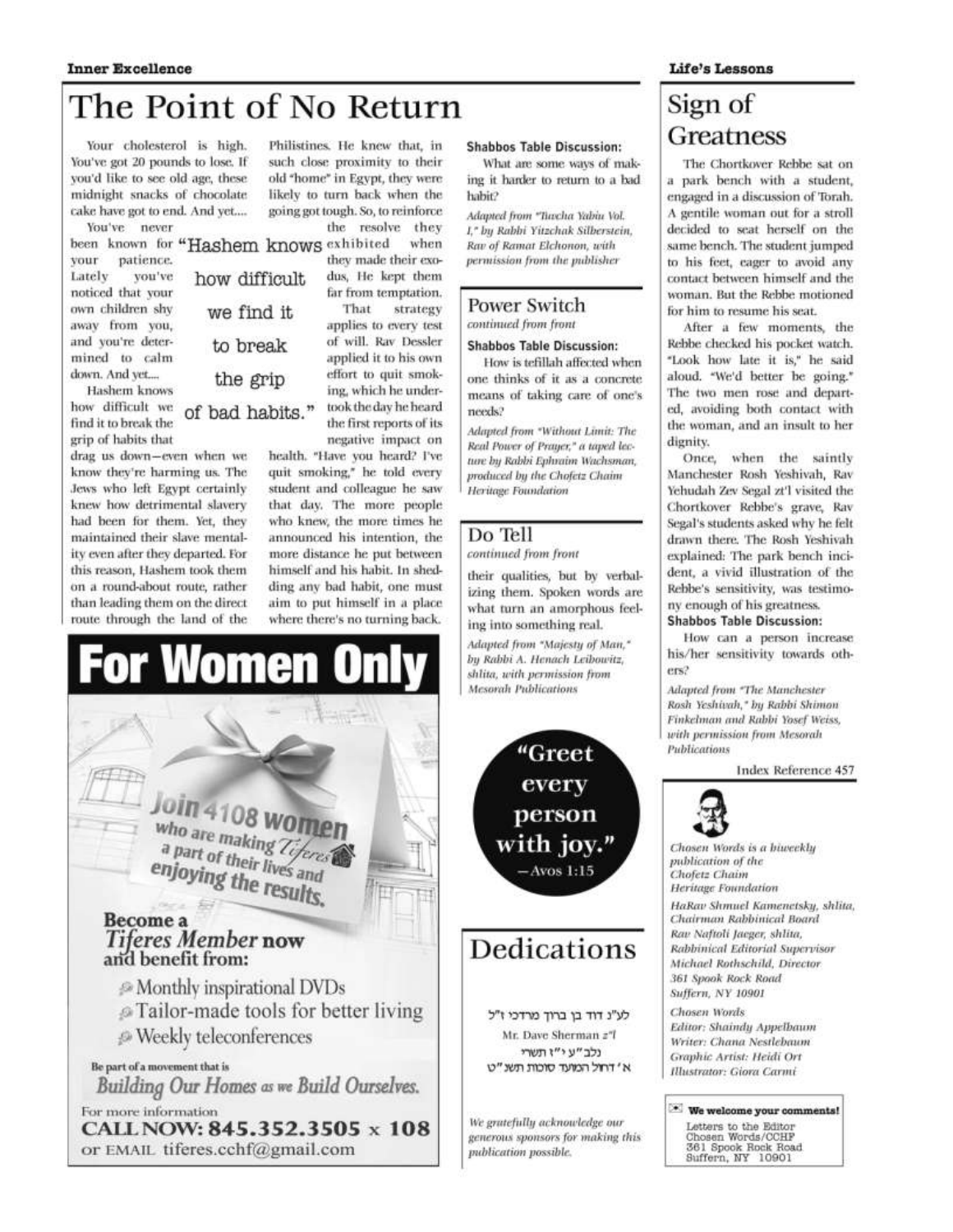## Inner Excellence

# The Point of No Return

Your cholesterol is high. You've got 20 pounds to lose. If you'd like to see old age, these midnight snacks of chocolate cake have got to end. And yet....

You've never been known for your patience. Lately you've noticed that your own children shy away from you, and you're determined to calm down. And yet....

> "Hashem knows how difficult we find it to break the grip of bad habits."

Hashem knows how difficult we find it to break the grip of habits that drag us down—even when we know they're harming us. The Jews who left Egypt certainly knew how detrimental slavery had been for them. Yet, they maintained their slave mentality even after they departed. For this reason, Hashem took them on a round-about route, rather than leading them on the direct route through the land of the Philistines. He knew that, in such close proximity to their old "home" in Egypt, they were likely to turn back when the going got tough. So, to reinforce the resolve they exhibited when they made their exodus, He kept them far from temptation.

That strategy applies to every test of will. Rav Dessler applied it to his own effort to quit smoking, which he undertook the day he heard the first reports of its negative impact on health. "Have you heard? I've quit smoking," he told every student and colleague he saw that day. The more people who knew, the more times he announced his intention, the more distance he put between himself and his habit. In shedding any bad habit, one must aim to put himself in a place where there's no turning back.

**Shabbos Table Discussion:**

What are some ways of making it harder to return to a bad habit?

*Adapted from "Tavcha Yabiu Vol. I," by Rabbi Yitzchak Silberstein, Rav of Ramat Elchonon, with permission from the publisher*

## Power Switch

*continued from front*

**Shabbos Table Discussion:**

How is tefillah affected when one thinks of it as a concrete means of taking care of one's needs?

*Adapted from "Without Limit: The Real Power of Prayer," a taped lecture by Rabbi Ephraim Wachsman, produced by the Chofetz Chaim Heritage Foundation*

## Do Tell

*continued from front*

their qualities, but by verbalizing them. Spoken words are what turn an amorphous feeling into something real.

*Adapted from "Majesty of Man," by Rabbi A. Henach Leibowitz, shlita, with permission from Mesorah Publications*

> "Greet every person with joy."
> —Avos 1:15

## Life's Lessons

# Sign of Greatness

The Chortkover Rebbe sat on a park bench with a student, engaged in a discussion of Torah. A gentile woman out for a stroll decided to seat herself on the same bench. The student jumped to his feet, eager to avoid any contact between himself and the woman. But the Rebbe motioned for him to resume his seat.

After a few moments, the Rebbe checked his pocket watch. "Look how late it is," he said aloud. "We'd better be going." The two men rose and departed, avoiding both contact with the woman, and an insult to her dignity.

Once, when the saintly Manchester Rosh Yeshivah, Rav Yehudah Zev Segal zt'l visited the Chortkover Rebbe's grave, Rav Segal's students asked why he felt drawn there. The Rosh Yeshivah explained: The park bench incident, a vivid illustration of the Rebbe's sensitivity, was testimony enough of his greatness.

**Shabbos Table Discussion:**

How can a person increase his/her sensitivity towards others?

*Adapted from "The Manchester Rosh Yeshivah," by Rabbi Shimon Finkelman and Rabbi Yosef Weiss, with permission from Mesorah Publications*

Index Reference 457

# For Women Only

Join 4108 women who are making Tiferes a part of their lives and enjoying the results.

**Become a *Tiferes Member* now and benefit from:**

- Monthly inspirational DVDs
- Tailor-made tools for better living
- Weekly teleconferences

Be part of a movement that is *Building Our Homes as we Build Ourselves.*

For more information
**CALL NOW: 845.352.3505 x 108**
or EMAIL tiferes.cchf@gmail.com

# Dedications

לע"נ דוד בן ברוך מרדכי ז"ל
Mr. Dave Sherman z"l
נלב"ע י"ז תשרי
א' דחוה"מ סוכות תש"ט

*We gratefully acknowledge our generous sponsors for making this publication possible.*

*Chosen Words is a biweekly publication of the Chofetz Chaim Heritage Foundation*

*HaRav Shmuel Kamenetsky, shlita, Chairman Rabbinical Board*
*Rav Naftoli Jaeger, shlita, Rabbinical Editorial Supervisor*
*Michael Rothschild, Director*
*361 Spook Rock Road*
*Suffern, NY 10901*

*Chosen Words*
*Editor: Shaindy Appelbaum*
*Writer: Chana Nestlebaum*
*Graphic Artist: Heidi Ort*
*Illustrator: Giora Carmi*

**We welcome your comments!**
Letters to the Editor
Chosen Words/CCHF
361 Spook Rock Road
Suffern, NY 10901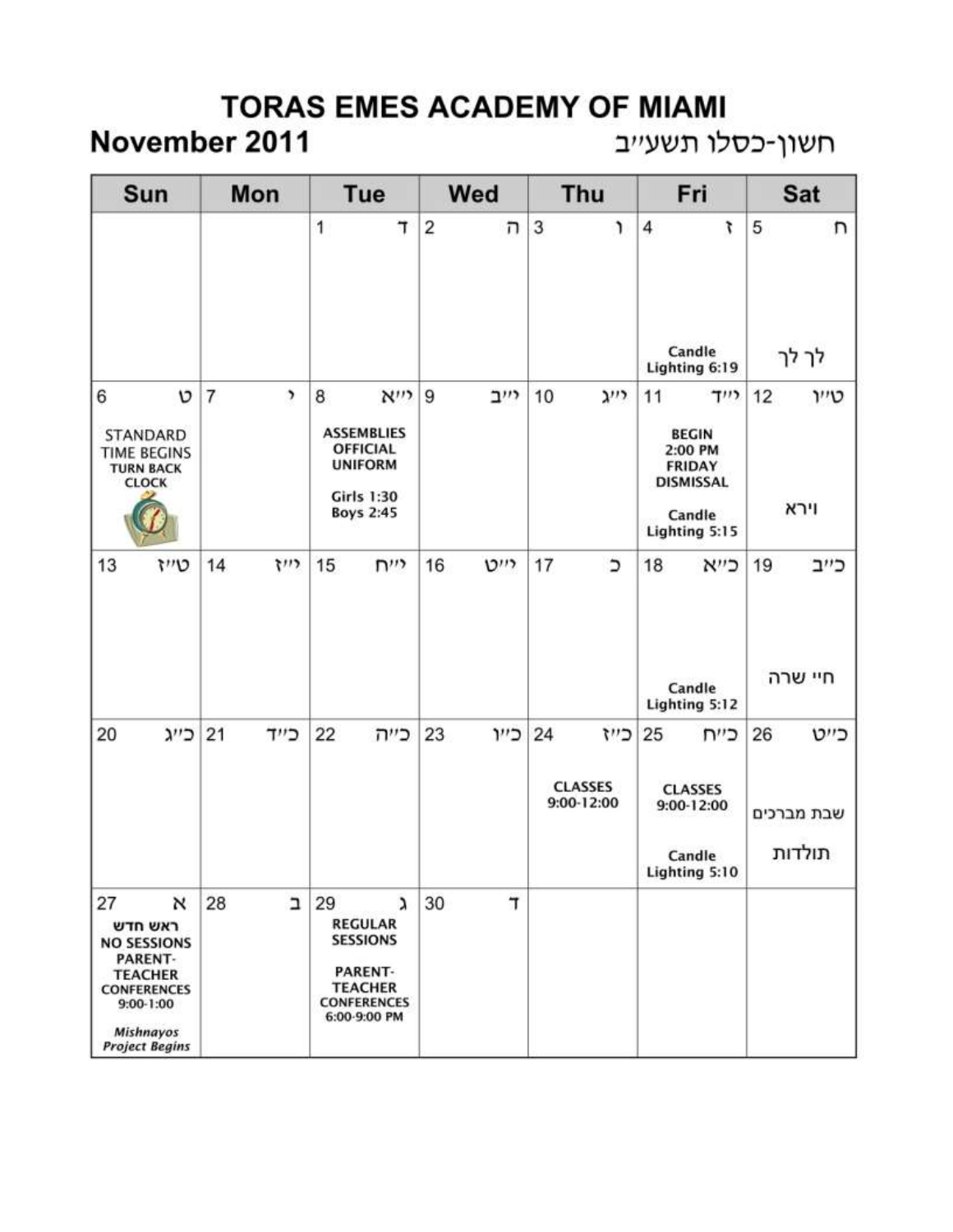# TORAS EMES ACADEMY OF MIAMI

**November 2011** חשון-כסלו תשע״ב

| Sun | Mon | Tue | Wed | Thu | Fri | Sat |
|---|---|---|---|---|---|---|
| | | 1 ד | 2 ה | 3 ו | 4 ז<br>Candle Lighting 6:19 | 5 ח<br>לך לך |
| 6 ט<br>STANDARD TIME BEGINS<br>TURN BACK CLOCK | 7 י | 8 י״א<br>ASSEMBLIES OFFICIAL UNIFORM<br>Girls 1:30<br>Boys 2:45 | 9 י״ב | 10 י״ג | 11 י״ד<br>BEGIN 2:00 PM FRIDAY DISMISSAL<br>Candle Lighting 5:15 | 12 ט״ו<br>וירא |
| 13 ט״ז | 14 י״ז | 15 י״ח | 16 י״ט | 17 כ | 18 כ״א<br>Candle Lighting 5:12 | 19 כ״ב<br>חיי שרה |
| 20 כ״ג | 21 כ״ד | 22 כ״ה | 23 כ״ו | 24 כ״ז<br>CLASSES 9:00-12:00 | 25 כ״ח<br>CLASSES 9:00-12:00<br>Candle Lighting 5:10 | 26 כ״ט<br>שבת מברכים<br>תולדות |
| 27 א<br>ראש חדש<br>NO SESSIONS<br>PARENT-TEACHER CONFERENCES 9:00-1:00<br>*Mishnayos Project Begins* | 28 ב | 29 ג<br>REGULAR SESSIONS<br>PARENT-TEACHER CONFERENCES 6:00-9:00 PM | 30 ד | | | |